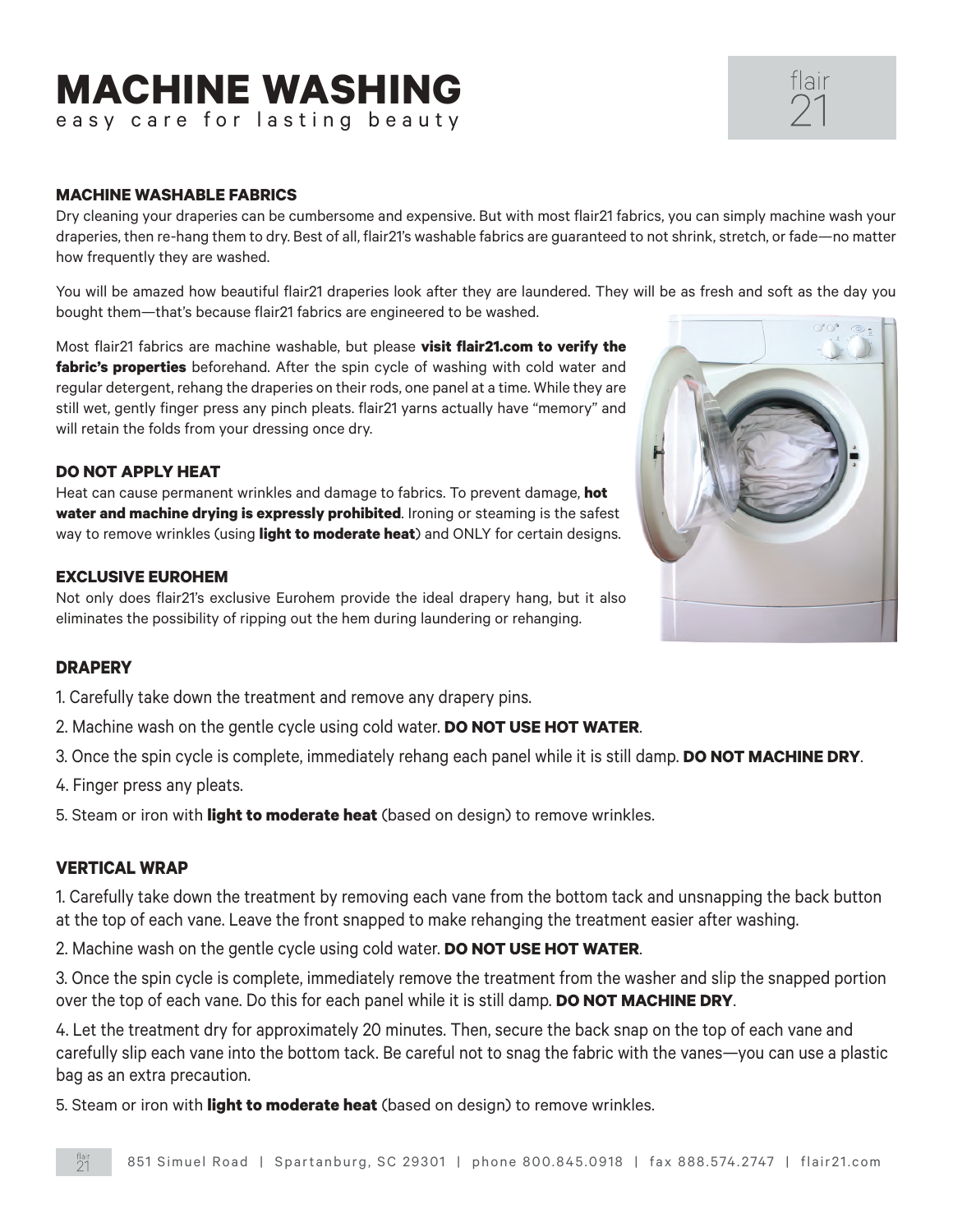# MACHINE WASHING

easy care for lasting beauty

### MACHINE WASHABLE FABRICS

Dry cleaning your draperies can be cumbersome and expensive. But with most flair21 fabrics, you can simply machine wash your draperies, then re-hang them to dry. Best of all, flair21's washable fabrics are guaranteed to not shrink, stretch, or fade—no matter how frequently they are washed.

You will be amazed how beautiful flair21 draperies look after they are laundered. They will be as fresh and soft as the day you bought them—that's because flair21 fabrics are engineered to be washed.

Most flair21 fabrics are machine washable, but please **visit flair21.com to verify the fabric's properties** beforehand. After the spin cycle of washing with cold water and regular detergent, rehang the draperies on their rods, one panel at a time. While they are still wet, gently finger press any pinch pleats. flair21 yarns actually have "memory" and will retain the folds from your dressing once dry.

### DO NOT APPLY HEAT

Heat can cause permanent wrinkles and damage to fabrics. To prevent damage, **hot water and machine drying is expressly prohibited**. Ironing or steaming is the safest way to remove wrinkles (using **light to moderate heat**) and ONLY for certain designs.

### EXCLUSIVE EUROHEM

Not only does flair21's exclusive Eurohem provide the ideal drapery hang, but it also eliminates the possibility of ripping out the hem during laundering or rehanging.

### DRAPERY

1. Carefully take down the treatment and remove any drapery pins.
2. Machine wash on the gentle cycle using cold water. **DO NOT USE HOT WATER**.
3. Once the spin cycle is complete, immediately rehang each panel while it is still damp. **DO NOT MACHINE DRY**.
4. Finger press any pleats.
5. Steam or iron with **light to moderate heat** (based on design) to remove wrinkles.

### VERTICAL WRAP

1. Carefully take down the treatment by removing each vane from the bottom tack and unsnapping the back button at the top of each vane. Leave the front snapped to make rehanging the treatment easier after washing.
2. Machine wash on the gentle cycle using cold water. **DO NOT USE HOT WATER**.
3. Once the spin cycle is complete, immediately remove the treatment from the washer and slip the snapped portion over the top of each vane. Do this for each panel while it is still damp. **DO NOT MACHINE DRY**.
4. Let the treatment dry for approximately 20 minutes. Then, secure the back snap on the top of each vane and carefully slip each vane into the bottom tack. Be careful not to snag the fabric with the vanes—you can use a plastic bag as an extra precaution.
5. Steam or iron with **light to moderate heat** (based on design) to remove wrinkles.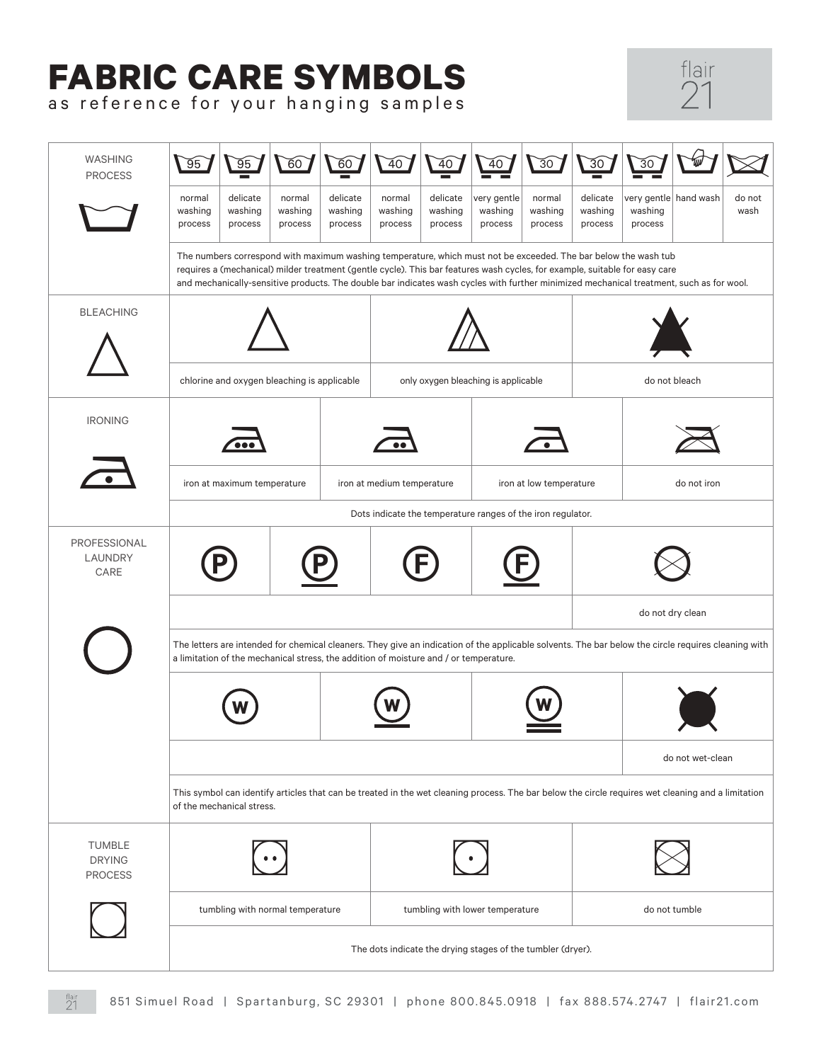# FABRIC CARE SYMBOLS

as reference for your hanging samples

flair 21

## WASHING PROCESS

| 95 | 95 | 60 | 60 | 40 | 40 | 40 | 30 | 30 | 30 | | |
|---|---|---|---|---|---|---|---|---|---|---|---|
| normal washing process | delicate washing process | normal washing process | delicate washing process | normal washing process | delicate washing process | very gentle washing process | normal washing process | delicate washing process | very gentle washing process | hand wash | do not wash |

The numbers correspond with maximum washing temperature, which must not be exceeded. The bar below the wash tub requires a (mechanical) milder treatment (gentle cycle). This bar features wash cycles, for example, suitable for easy care and mechanically-sensitive products. The double bar indicates wash cycles with further minimized mechanical treatment, such as for wool.

## BLEACHING

| | | |
|---|---|---|
| chlorine and oxygen bleaching is applicable | only oxygen bleaching is applicable | do not bleach |

## IRONING

| | | | |
|---|---|---|---|
| iron at maximum temperature | iron at medium temperature | iron at low temperature | do not iron |

Dots indicate the temperature ranges of the iron regulator.

## PROFESSIONAL LAUNDRY CARE

| P | P | F | F | |
|---|---|---|---|---|
| | | | | do not dry clean |

The letters are intended for chemical cleaners. They give an indication of the applicable solvents. The bar below the circle requires cleaning with a limitation of the mechanical stress, the addition of moisture and / or temperature.

| W | W | W | |
|---|---|---|---|
| | | | do not wet-clean |

This symbol can identify articles that can be treated in the wet cleaning process. The bar below the circle requires wet cleaning and a limitation of the mechanical stress.

## TUMBLE DRYING PROCESS

| | | |
|---|---|---|
| tumbling with normal temperature | tumbling with lower temperature | do not tumble |

The dots indicate the drying stages of the tumbler (dryer).

851 Simuel Road | Spartanburg, SC 29301 | phone 800.845.0918 | fax 888.574.2747 | flair21.com